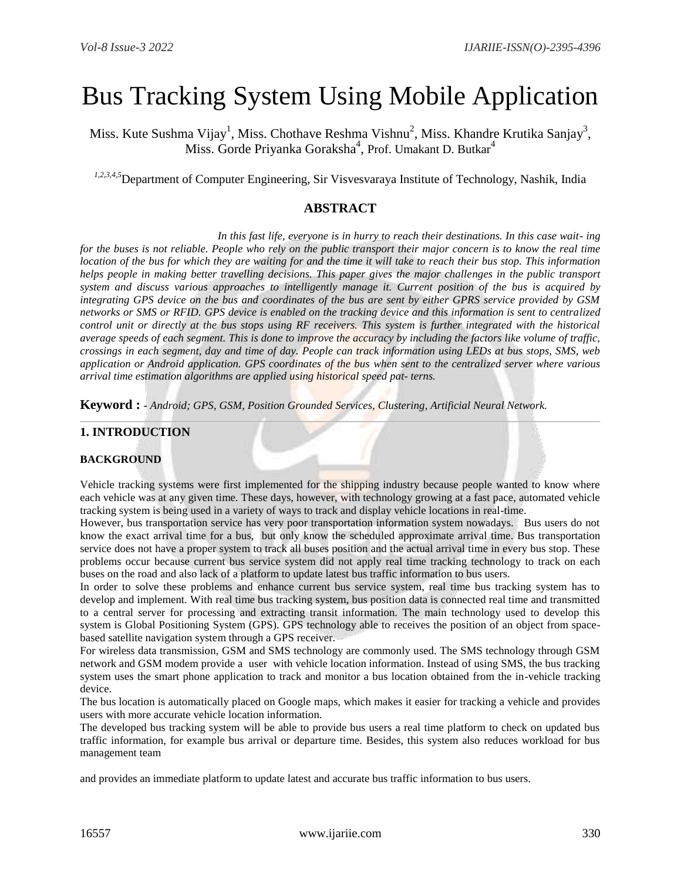# Bus Tracking System Using Mobile Application

Miss. Kute Sushma Vijay[1], Miss. Chothave Reshma Vishnu[2], Miss. Khandre Krutika Sanjay[3], Miss. Gorde Priyanka Goraksha[4], Prof. Umakant D. Butkar[4]

[1,2,3,4,5]Department of Computer Engineering, Sir Visvesvaraya Institute of Technology, Nashik, India

## ABSTRACT

*In this fast life, everyone is in hurry to reach their destinations. In this case wait- ing for the buses is not reliable. People who rely on the public transport their major concern is to know the real time location of the bus for which they are waiting for and the time it will take to reach their bus stop. This information helps people in making better travelling decisions. This paper gives the major challenges in the public transport system and discuss various approaches to intelligently manage it. Current position of the bus is acquired by integrating GPS device on the bus and coordinates of the bus are sent by either GPRS service provided by GSM networks or SMS or RFID. GPS device is enabled on the tracking device and this information is sent to centralized control unit or directly at the bus stops using RF receivers. This system is further integrated with the historical average speeds of each segment. This is done to improve the accuracy by including the factors like volume of traffic, crossings in each segment, day and time of day. People can track information using LEDs at bus stops, SMS, web application or Android application. GPS coordinates of the bus when sent to the centralized server where various arrival time estimation algorithms are applied using historical speed pat- terns.*

**Keyword :** - *Android; GPS, GSM, Position Grounded Services, Clustering, Artificial Neural Network.*

---

## 1. INTRODUCTION

### BACKGROUND

Vehicle tracking systems were first implemented for the shipping industry because people wanted to know where each vehicle was at any given time. These days, however, with technology growing at a fast pace, automated vehicle tracking system is being used in a variety of ways to track and display vehicle locations in real-time.

However, bus transportation service has very poor transportation information system nowadays. Bus users do not know the exact arrival time for a bus, but only know the scheduled approximate arrival time. Bus transportation service does not have a proper system to track all buses position and the actual arrival time in every bus stop. These problems occur because current bus service system did not apply real time tracking technology to track on each buses on the road and also lack of a platform to update latest bus traffic information to bus users.

In order to solve these problems and enhance current bus service system, real time bus tracking system has to develop and implement. With real time bus tracking system, bus position data is connected real time and transmitted to a central server for processing and extracting transit information. The main technology used to develop this system is Global Positioning System (GPS). GPS technology able to receives the position of an object from space-based satellite navigation system through a GPS receiver.

For wireless data transmission, GSM and SMS technology are commonly used. The SMS technology through GSM network and GSM modem provide a user with vehicle location information. Instead of using SMS, the bus tracking system uses the smart phone application to track and monitor a bus location obtained from the in-vehicle tracking device.

The bus location is automatically placed on Google maps, which makes it easier for tracking a vehicle and provides users with more accurate vehicle location information.

The developed bus tracking system will be able to provide bus users a real time platform to check on updated bus traffic information, for example bus arrival or departure time. Besides, this system also reduces workload for bus management team

and provides an immediate platform to update latest and accurate bus traffic information to bus users.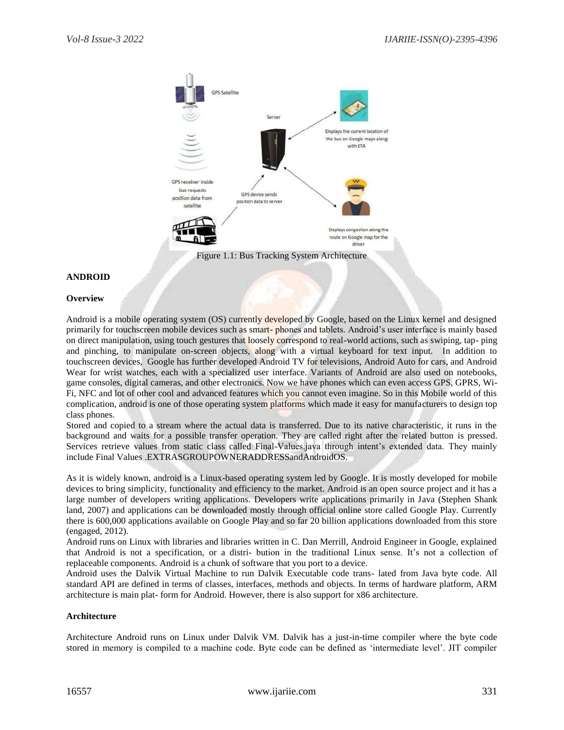Figure 1.1: Bus Tracking System Architecture

**ANDROID**

**Overview**

Android is a mobile operating system (OS) currently developed by Google, based on the Linux kernel and designed primarily for touchscreen mobile devices such as smart- phones and tablets. Android's user interface is mainly based on direct manipulation, using touch gestures that loosely correspond to real-world actions, such as swiping, tap- ping and pinching, to manipulate on-screen objects, along with a virtual keyboard for text input. In addition to touchscreen devices, Google has further developed Android TV for televisions, Android Auto for cars, and Android Wear for wrist watches, each with a specialized user interface. Variants of Android are also used on notebooks, game consoles, digital cameras, and other electronics. Now we have phones which can even access GPS, GPRS, Wi-Fi, NFC and lot of other cool and advanced features which you cannot even imagine. So in this Mobile world of this complication, android is one of those operating system platforms which made it easy for manufacturers to design top class phones.

Stored and copied to a stream where the actual data is transferred. Due to its native characteristic, it runs in the background and waits for a possible transfer operation. They are called right after the related button is pressed. Services retrieve values from static class called Final-Values.java through intent's extended data. They mainly include Final Values .EXTRASGROUPOWNERADDRESSandAndroidOS.

As it is widely known, android is a Linux-based operating system led by Google. It is mostly developed for mobile devices to bring simplicity, functionality and efficiency to the market. Android is an open source project and it has a large number of developers writing applications. Developers write applications primarily in Java (Stephen Shank land, 2007) and applications can be downloaded mostly through official online store called Google Play. Currently there is 600,000 applications available on Google Play and so far 20 billion applications downloaded from this store (engaged, 2012).

Android runs on Linux with libraries and libraries written in C. Dan Merrill, Android Engineer in Google, explained that Android is not a specification, or a distri- bution in the traditional Linux sense. It's not a collection of replaceable components. Android is a chunk of software that you port to a device.

Android uses the Dalvik Virtual Machine to run Dalvik Executable code trans- lated from Java byte code. All standard API are defined in terms of classes, interfaces, methods and objects. In terms of hardware platform, ARM architecture is main plat- form for Android. However, there is also support for x86 architecture.

**Architecture**

Architecture Android runs on Linux under Dalvik VM. Dalvik has a just-in-time compiler where the byte code stored in memory is compiled to a machine code. Byte code can be defined as 'intermediate level'. JIT compiler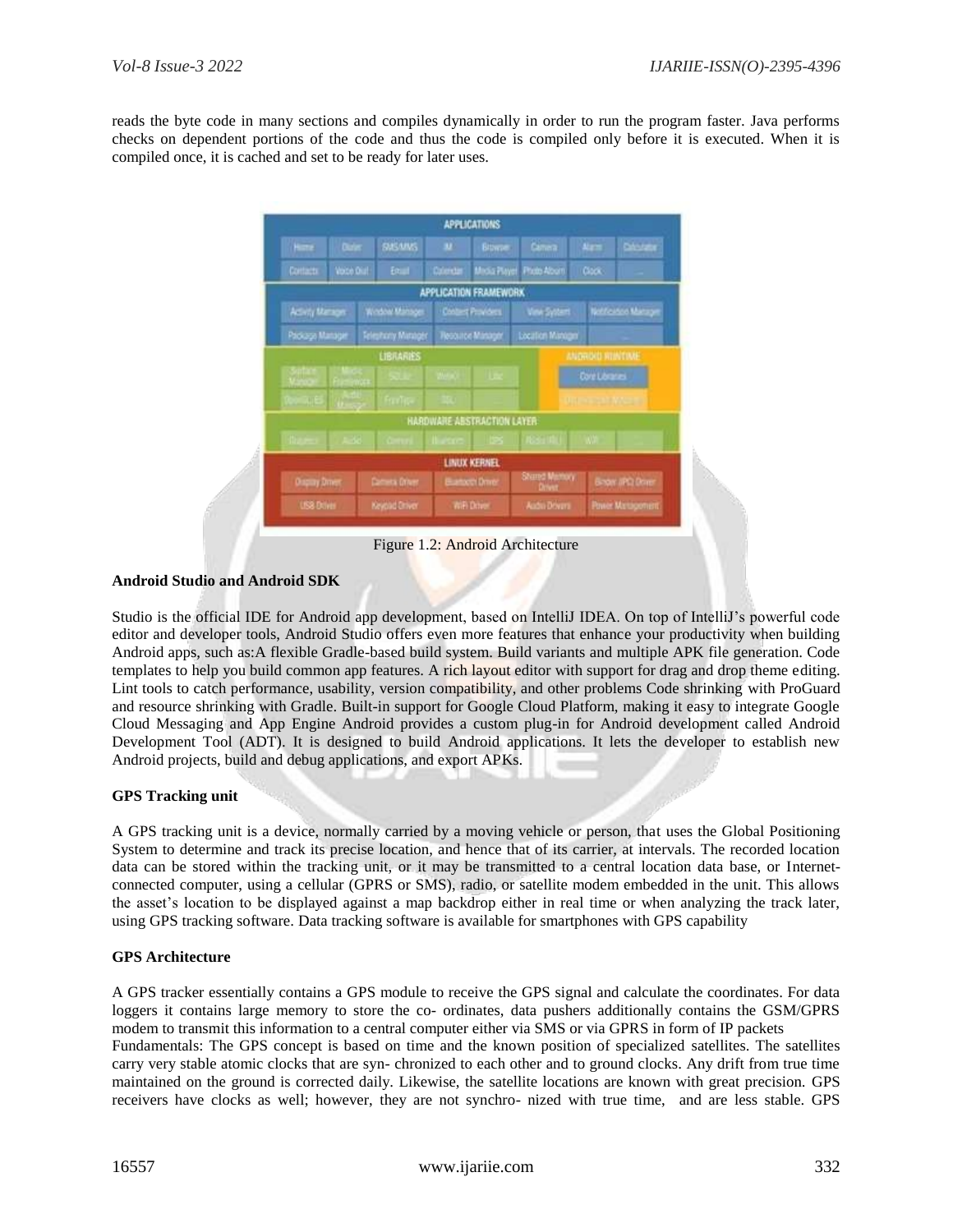reads the byte code in many sections and compiles dynamically in order to run the program faster. Java performs checks on dependent portions of the code and thus the code is compiled only before it is executed. When it is compiled once, it is cached and set to be ready for later uses.

Figure 1.2: Android Architecture

**Android Studio and Android SDK**

Studio is the official IDE for Android app development, based on IntelliJ IDEA. On top of IntelliJ's powerful code editor and developer tools, Android Studio offers even more features that enhance your productivity when building Android apps, such as:A flexible Gradle-based build system. Build variants and multiple APK file generation. Code templates to help you build common app features. A rich layout editor with support for drag and drop theme editing. Lint tools to catch performance, usability, version compatibility, and other problems Code shrinking with ProGuard and resource shrinking with Gradle. Built-in support for Google Cloud Platform, making it easy to integrate Google Cloud Messaging and App Engine Android provides a custom plug-in for Android development called Android Development Tool (ADT). It is designed to build Android applications. It lets the developer to establish new Android projects, build and debug applications, and export APKs.

**GPS Tracking unit**

A GPS tracking unit is a device, normally carried by a moving vehicle or person, that uses the Global Positioning System to determine and track its precise location, and hence that of its carrier, at intervals. The recorded location data can be stored within the tracking unit, or it may be transmitted to a central location data base, or Internet-connected computer, using a cellular (GPRS or SMS), radio, or satellite modem embedded in the unit. This allows the asset's location to be displayed against a map backdrop either in real time or when analyzing the track later, using GPS tracking software. Data tracking software is available for smartphones with GPS capability

**GPS Architecture**

A GPS tracker essentially contains a GPS module to receive the GPS signal and calculate the coordinates. For data loggers it contains large memory to store the co- ordinates, data pushers additionally contains the GSM/GPRS modem to transmit this information to a central computer either via SMS or via GPRS in form of IP packets

Fundamentals: The GPS concept is based on time and the known position of specialized satellites. The satellites carry very stable atomic clocks that are syn- chronized to each other and to ground clocks. Any drift from true time maintained on the ground is corrected daily. Likewise, the satellite locations are known with great precision. GPS receivers have clocks as well; however, they are not synchro- nized with true time, and are less stable. GPS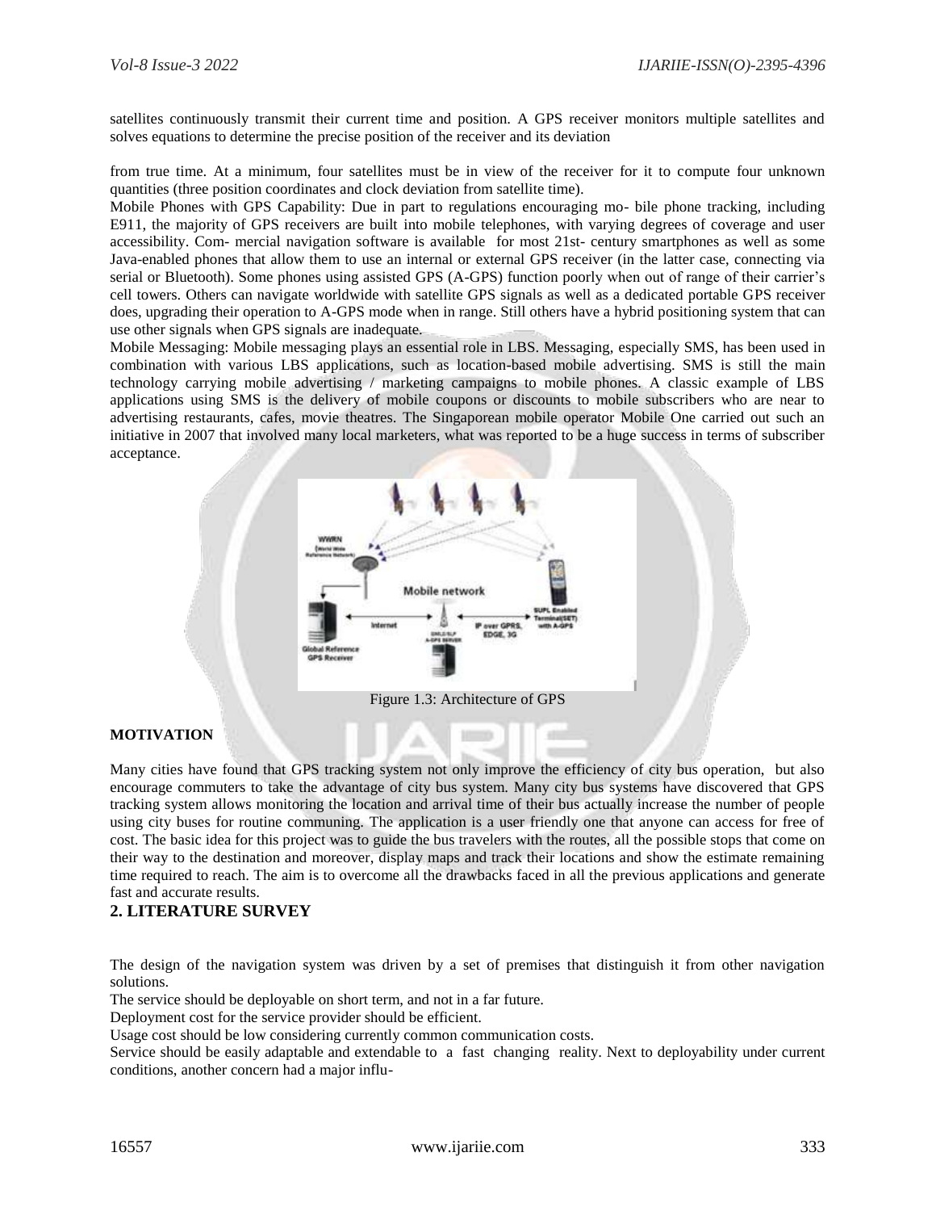satellites continuously transmit their current time and position. A GPS receiver monitors multiple satellites and solves equations to determine the precise position of the receiver and its deviation

from true time. At a minimum, four satellites must be in view of the receiver for it to compute four unknown quantities (three position coordinates and clock deviation from satellite time).

Mobile Phones with GPS Capability: Due in part to regulations encouraging mo- bile phone tracking, including E911, the majority of GPS receivers are built into mobile telephones, with varying degrees of coverage and user accessibility. Com- mercial navigation software is available for most 21st- century smartphones as well as some Java-enabled phones that allow them to use an internal or external GPS receiver (in the latter case, connecting via serial or Bluetooth). Some phones using assisted GPS (A-GPS) function poorly when out of range of their carrier's cell towers. Others can navigate worldwide with satellite GPS signals as well as a dedicated portable GPS receiver does, upgrading their operation to A-GPS mode when in range. Still others have a hybrid positioning system that can use other signals when GPS signals are inadequate.

Mobile Messaging: Mobile messaging plays an essential role in LBS. Messaging, especially SMS, has been used in combination with various LBS applications, such as location-based mobile advertising. SMS is still the main technology carrying mobile advertising / marketing campaigns to mobile phones. A classic example of LBS applications using SMS is the delivery of mobile coupons or discounts to mobile subscribers who are near to advertising restaurants, cafes, movie theatres. The Singaporean mobile operator Mobile One carried out such an initiative in 2007 that involved many local marketers, what was reported to be a huge success in terms of subscriber acceptance.

Figure 1.3: Architecture of GPS

**MOTIVATION**

Many cities have found that GPS tracking system not only improve the efficiency of city bus operation, but also encourage commuters to take the advantage of city bus system. Many city bus systems have discovered that GPS tracking system allows monitoring the location and arrival time of their bus actually increase the number of people using city buses for routine communing. The application is a user friendly one that anyone can access for free of cost. The basic idea for this project was to guide the bus travelers with the routes, all the possible stops that come on their way to the destination and moreover, display maps and track their locations and show the estimate remaining time required to reach. The aim is to overcome all the drawbacks faced in all the previous applications and generate fast and accurate results.

## 2. LITERATURE SURVEY

The design of the navigation system was driven by a set of premises that distinguish it from other navigation solutions.

The service should be deployable on short term, and not in a far future.

Deployment cost for the service provider should be efficient.

Usage cost should be low considering currently common communication costs.

Service should be easily adaptable and extendable to a fast changing reality. Next to deployability under current conditions, another concern had a major influ-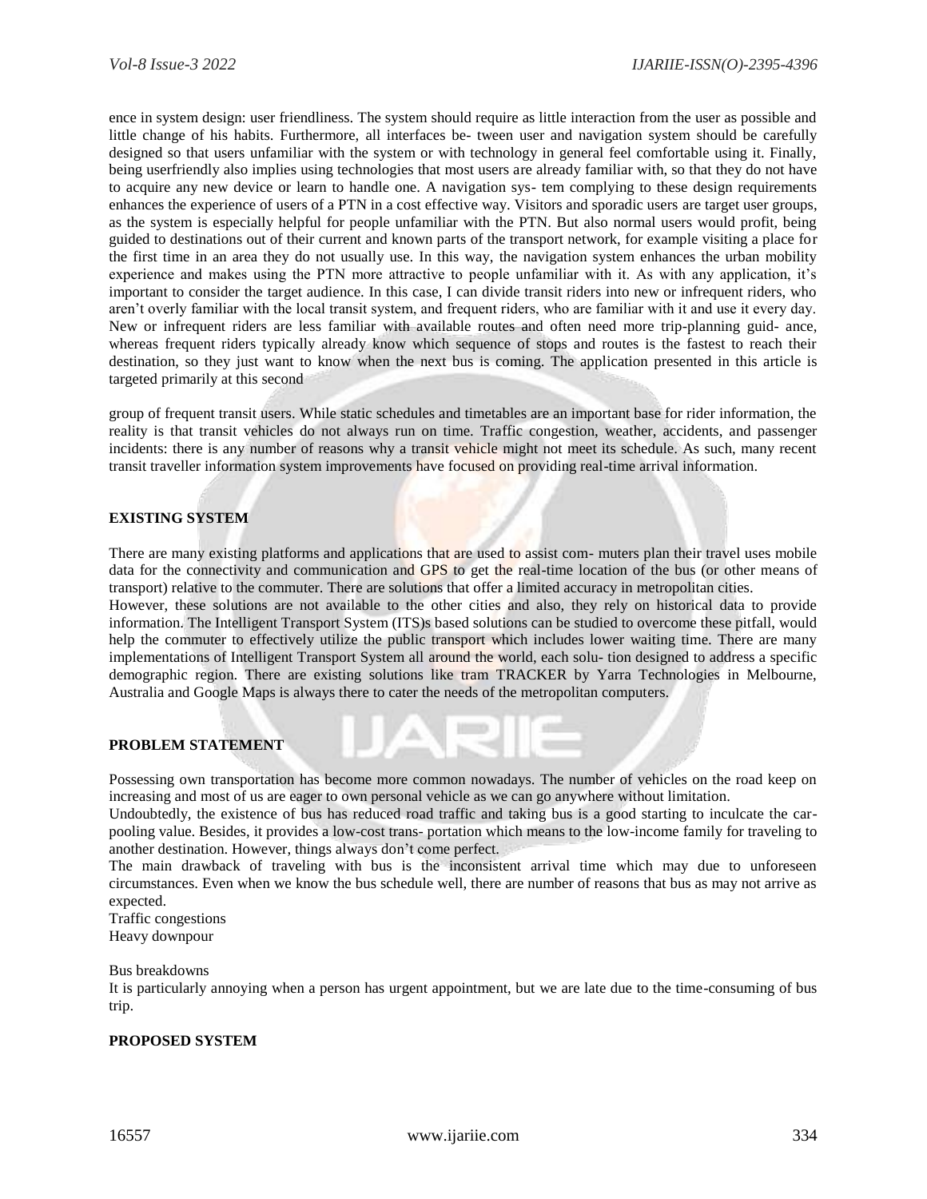ence in system design: user friendliness. The system should require as little interaction from the user as possible and little change of his habits. Furthermore, all interfaces be- tween user and navigation system should be carefully designed so that users unfamiliar with the system or with technology in general feel comfortable using it. Finally, being userfriendly also implies using technologies that most users are already familiar with, so that they do not have to acquire any new device or learn to handle one. A navigation sys- tem complying to these design requirements enhances the experience of users of a PTN in a cost effective way. Visitors and sporadic users are target user groups, as the system is especially helpful for people unfamiliar with the PTN. But also normal users would profit, being guided to destinations out of their current and known parts of the transport network, for example visiting a place for the first time in an area they do not usually use. In this way, the navigation system enhances the urban mobility experience and makes using the PTN more attractive to people unfamiliar with it. As with any application, it's important to consider the target audience. In this case, I can divide transit riders into new or infrequent riders, who aren't overly familiar with the local transit system, and frequent riders, who are familiar with it and use it every day. New or infrequent riders are less familiar with available routes and often need more trip-planning guid- ance, whereas frequent riders typically already know which sequence of stops and routes is the fastest to reach their destination, so they just want to know when the next bus is coming. The application presented in this article is targeted primarily at this second

group of frequent transit users. While static schedules and timetables are an important base for rider information, the reality is that transit vehicles do not always run on time. Traffic congestion, weather, accidents, and passenger incidents: there is any number of reasons why a transit vehicle might not meet its schedule. As such, many recent transit traveller information system improvements have focused on providing real-time arrival information.

## EXISTING SYSTEM

There are many existing platforms and applications that are used to assist com- muters plan their travel uses mobile data for the connectivity and communication and GPS to get the real-time location of the bus (or other means of transport) relative to the commuter. There are solutions that offer a limited accuracy in metropolitan cities.

However, these solutions are not available to the other cities and also, they rely on historical data to provide information. The Intelligent Transport System (ITS)s based solutions can be studied to overcome these pitfall, would help the commuter to effectively utilize the public transport which includes lower waiting time. There are many implementations of Intelligent Transport System all around the world, each solu- tion designed to address a specific demographic region. There are existing solutions like tram TRACKER by Yarra Technologies in Melbourne, Australia and Google Maps is always there to cater the needs of the metropolitan computers.

## PROBLEM STATEMENT

Possessing own transportation has become more common nowadays. The number of vehicles on the road keep on increasing and most of us are eager to own personal vehicle as we can go anywhere without limitation.

Undoubtedly, the existence of bus has reduced road traffic and taking bus is a good starting to inculcate the car-pooling value. Besides, it provides a low-cost trans- portation which means to the low-income family for traveling to another destination. However, things always don't come perfect.

The main drawback of traveling with bus is the inconsistent arrival time which may due to unforeseen circumstances. Even when we know the bus schedule well, there are number of reasons that bus as may not arrive as expected.

Traffic congestions

Heavy downpour

Bus breakdowns

It is particularly annoying when a person has urgent appointment, but we are late due to the time-consuming of bus trip.

## PROPOSED SYSTEM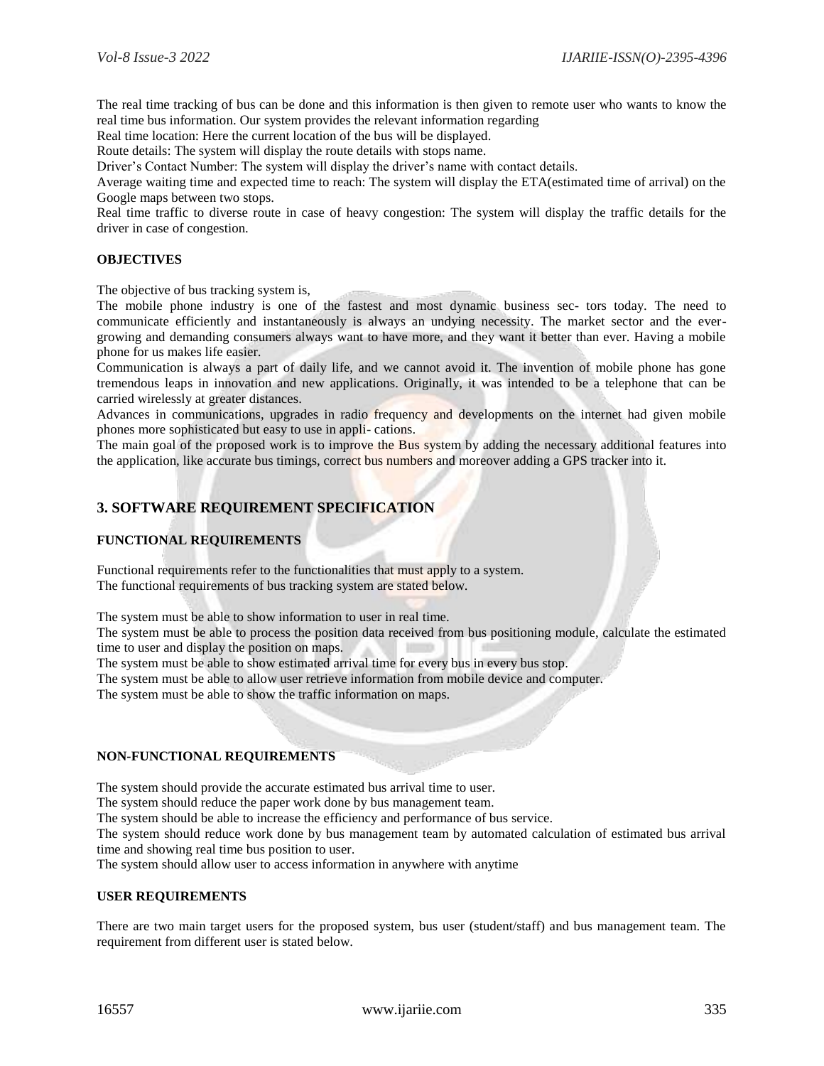The real time tracking of bus can be done and this information is then given to remote user who wants to know the real time bus information. Our system provides the relevant information regarding

Real time location: Here the current location of the bus will be displayed.

Route details: The system will display the route details with stops name.

Driver's Contact Number: The system will display the driver's name with contact details.

Average waiting time and expected time to reach: The system will display the ETA(estimated time of arrival) on the Google maps between two stops.

Real time traffic to diverse route in case of heavy congestion: The system will display the traffic details for the driver in case of congestion.

**OBJECTIVES**

The objective of bus tracking system is,

The mobile phone industry is one of the fastest and most dynamic business sec- tors today. The need to communicate efficiently and instantaneously is always an undying necessity. The market sector and the ever-growing and demanding consumers always want to have more, and they want it better than ever. Having a mobile phone for us makes life easier.

Communication is always a part of daily life, and we cannot avoid it. The invention of mobile phone has gone tremendous leaps in innovation and new applications. Originally, it was intended to be a telephone that can be carried wirelessly at greater distances.

Advances in communications, upgrades in radio frequency and developments on the internet had given mobile phones more sophisticated but easy to use in appli- cations.

The main goal of the proposed work is to improve the Bus system by adding the necessary additional features into the application, like accurate bus timings, correct bus numbers and moreover adding a GPS tracker into it.

## 3. SOFTWARE REQUIREMENT SPECIFICATION

**FUNCTIONAL REQUIREMENTS**

Functional requirements refer to the functionalities that must apply to a system.

The functional requirements of bus tracking system are stated below.

The system must be able to show information to user in real time.

The system must be able to process the position data received from bus positioning module, calculate the estimated time to user and display the position on maps.

The system must be able to show estimated arrival time for every bus in every bus stop.

The system must be able to allow user retrieve information from mobile device and computer.

The system must be able to show the traffic information on maps.

**NON-FUNCTIONAL REQUIREMENTS**

The system should provide the accurate estimated bus arrival time to user.

The system should reduce the paper work done by bus management team.

The system should be able to increase the efficiency and performance of bus service.

The system should reduce work done by bus management team by automated calculation of estimated bus arrival time and showing real time bus position to user.

The system should allow user to access information in anywhere with anytime

**USER REQUIREMENTS**

There are two main target users for the proposed system, bus user (student/staff) and bus management team. The requirement from different user is stated below.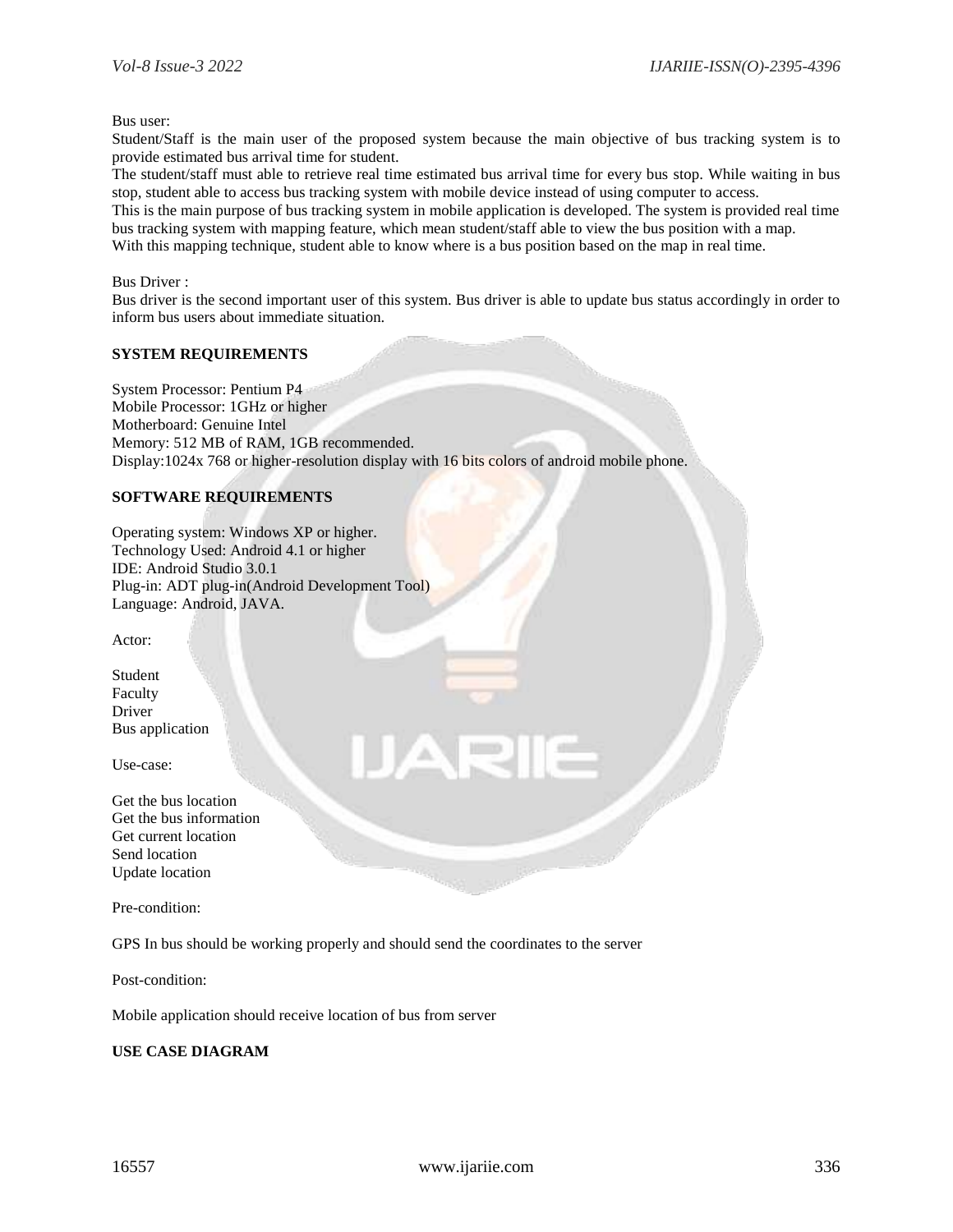Bus user:

Student/Staff is the main user of the proposed system because the main objective of bus tracking system is to provide estimated bus arrival time for student.

The student/staff must able to retrieve real time estimated bus arrival time for every bus stop. While waiting in bus stop, student able to access bus tracking system with mobile device instead of using computer to access.

This is the main purpose of bus tracking system in mobile application is developed. The system is provided real time bus tracking system with mapping feature, which mean student/staff able to view the bus position with a map.

With this mapping technique, student able to know where is a bus position based on the map in real time.

Bus Driver :

Bus driver is the second important user of this system. Bus driver is able to update bus status accordingly in order to inform bus users about immediate situation.

**SYSTEM REQUIREMENTS**

System Processor: Pentium P4
Mobile Processor: 1GHz or higher
Motherboard: Genuine Intel
Memory: 512 MB of RAM, 1GB recommended.
Display:1024x 768 or higher-resolution display with 16 bits colors of android mobile phone.

**SOFTWARE REQUIREMENTS**

Operating system: Windows XP or higher.
Technology Used: Android 4.1 or higher
IDE: Android Studio 3.0.1
Plug-in: ADT plug-in(Android Development Tool)
Language: Android, JAVA.

Actor:

Student
Faculty
Driver
Bus application

Use-case:

Get the bus location
Get the bus information
Get current location
Send location
Update location

Pre-condition:

GPS In bus should be working properly and should send the coordinates to the server

Post-condition:

Mobile application should receive location of bus from server

**USE CASE DIAGRAM**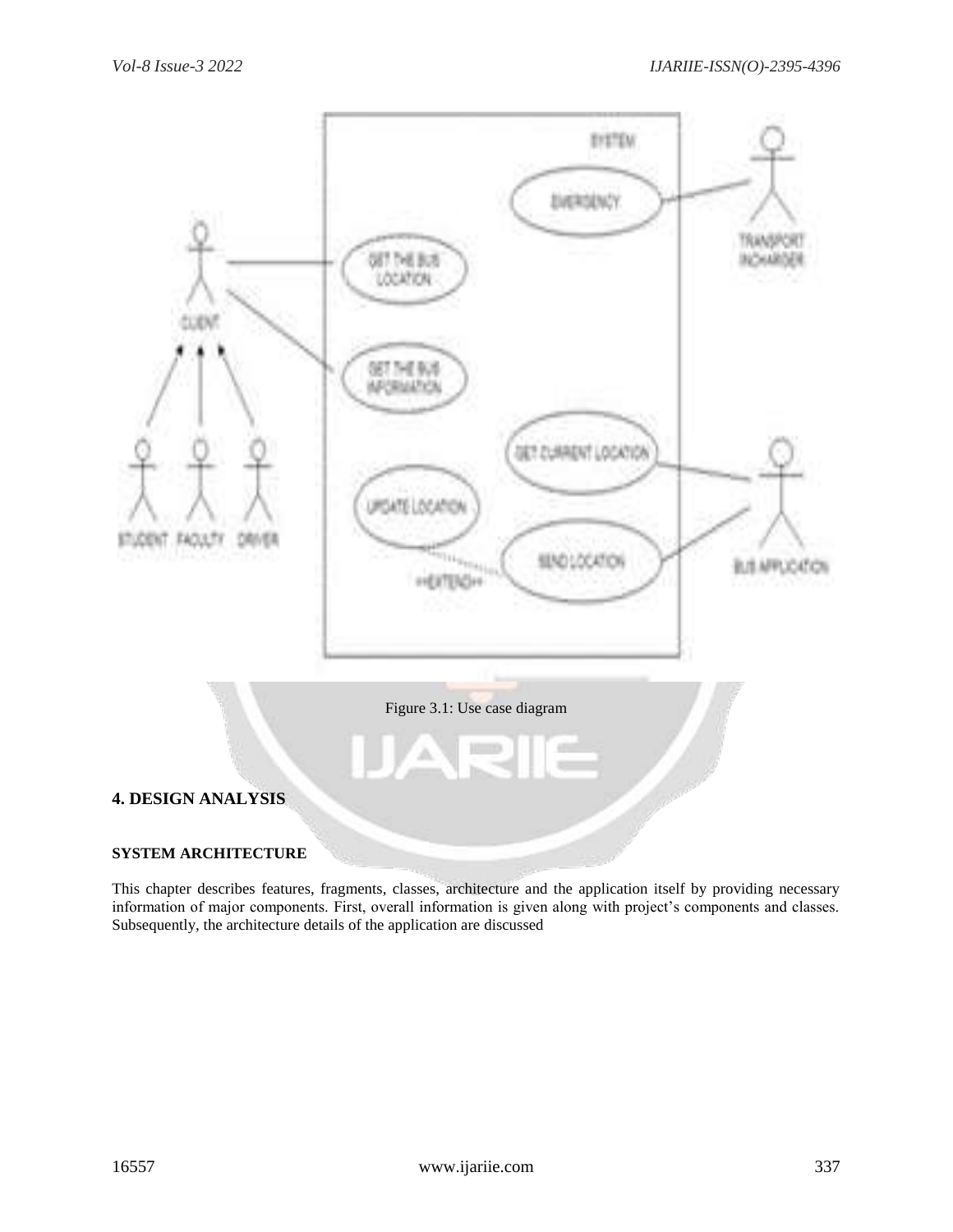Figure 3.1: Use case diagram

# 4. DESIGN ANALYSIS

## SYSTEM ARCHITECTURE

This chapter describes features, fragments, classes, architecture and the application itself by providing necessary information of major components. First, overall information is given along with project's components and classes. Subsequently, the architecture details of the application are discussed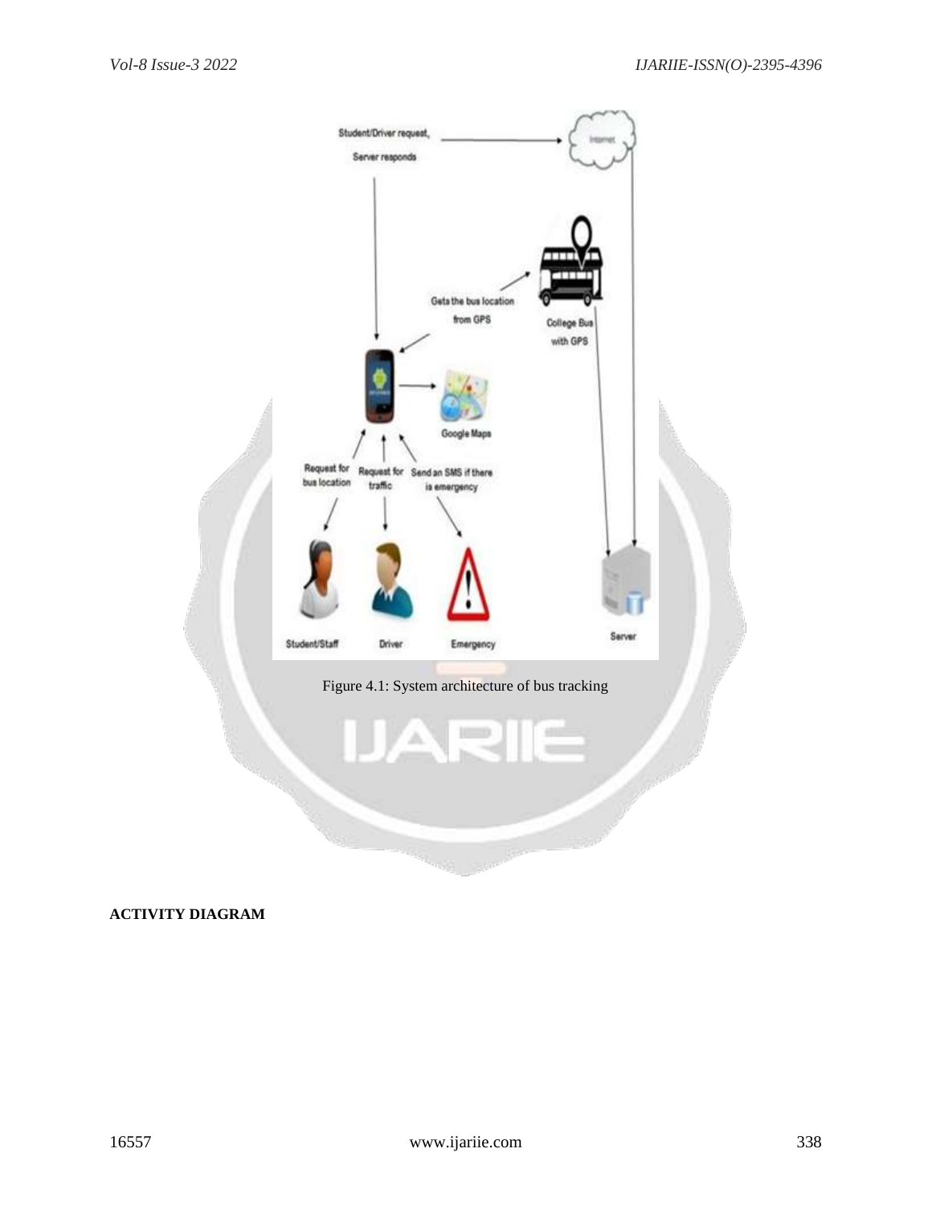Figure 4.1: System architecture of bus tracking

**ACTIVITY DIAGRAM**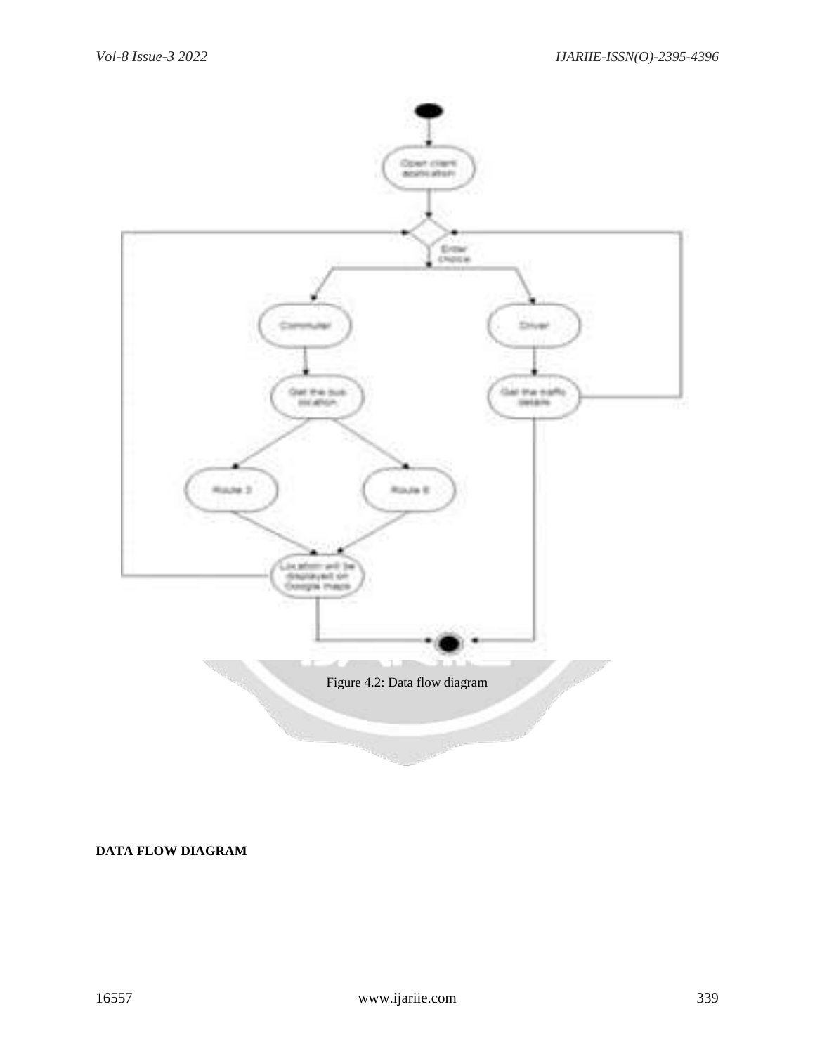Figure 4.2: Data flow diagram

**DATA FLOW DIAGRAM**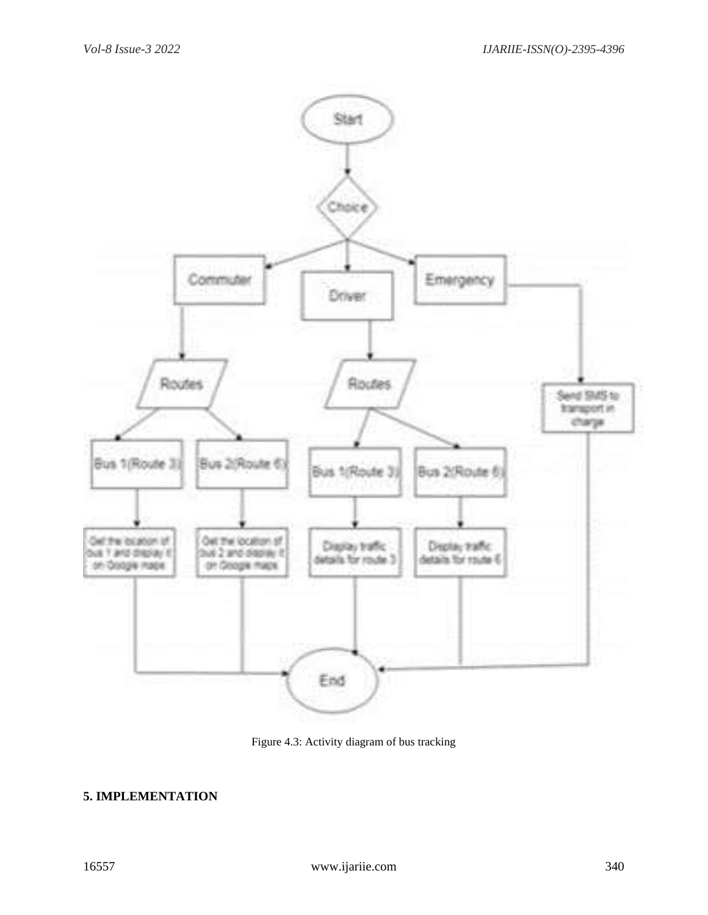Figure 4.3: Activity diagram of bus tracking

## 5. IMPLEMENTATION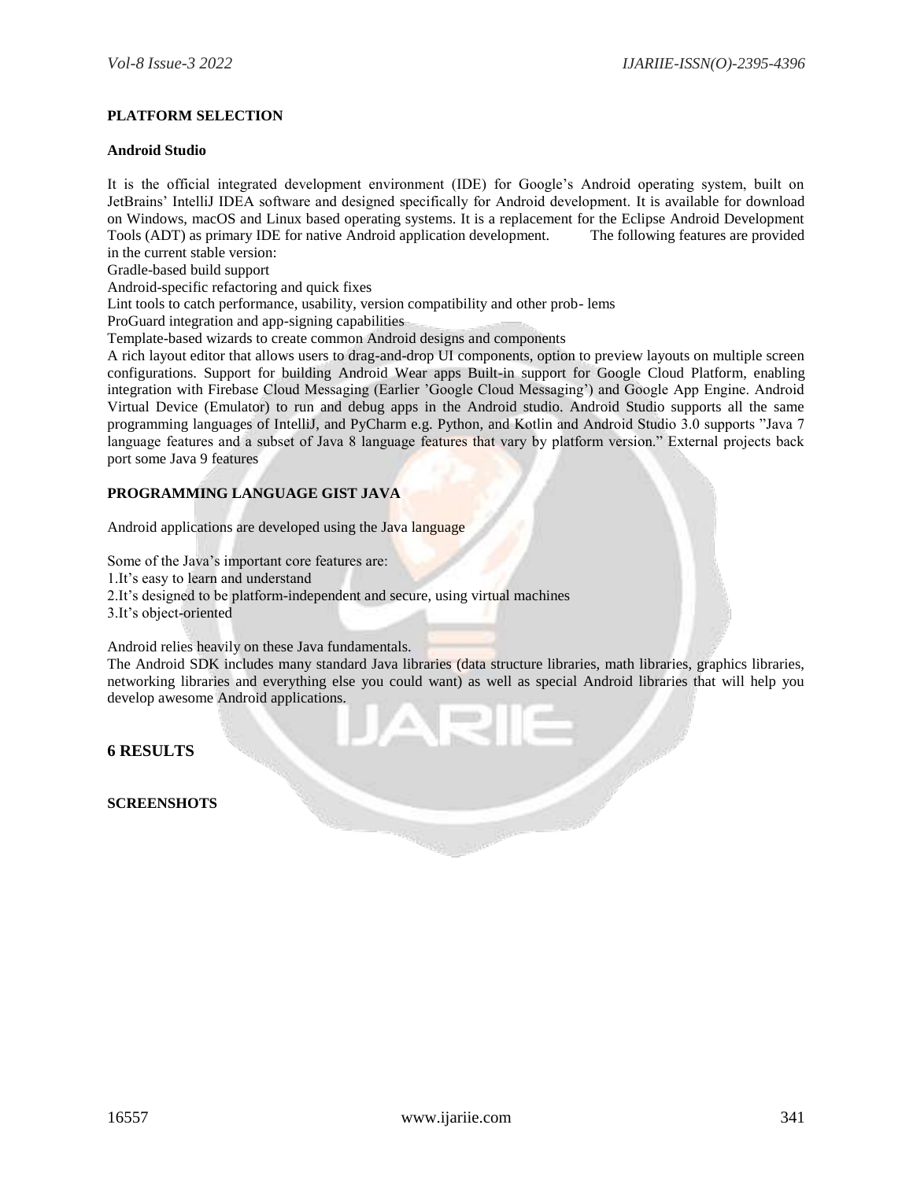**PLATFORM SELECTION**

**Android Studio**

It is the official integrated development environment (IDE) for Google's Android operating system, built on JetBrains' IntelliJ IDEA software and designed specifically for Android development. It is available for download on Windows, macOS and Linux based operating systems. It is a replacement for the Eclipse Android Development Tools (ADT) as primary IDE for native Android application development. The following features are provided in the current stable version:

Gradle-based build support

Android-specific refactoring and quick fixes

Lint tools to catch performance, usability, version compatibility and other prob- lems

ProGuard integration and app-signing capabilities

Template-based wizards to create common Android designs and components

A rich layout editor that allows users to drag-and-drop UI components, option to preview layouts on multiple screen configurations. Support for building Android Wear apps Built-in support for Google Cloud Platform, enabling integration with Firebase Cloud Messaging (Earlier 'Google Cloud Messaging') and Google App Engine. Android Virtual Device (Emulator) to run and debug apps in the Android studio. Android Studio supports all the same programming languages of IntelliJ, and PyCharm e.g. Python, and Kotlin and Android Studio 3.0 supports "Java 7 language features and a subset of Java 8 language features that vary by platform version." External projects back port some Java 9 features

**PROGRAMMING LANGUAGE GIST JAVA**

Android applications are developed using the Java language

Some of the Java's important core features are:

1.It's easy to learn and understand

2.It's designed to be platform-independent and secure, using virtual machines

3.It's object-oriented

Android relies heavily on these Java fundamentals.

The Android SDK includes many standard Java libraries (data structure libraries, math libraries, graphics libraries, networking libraries and everything else you could want) as well as special Android libraries that will help you develop awesome Android applications.

## 6 RESULTS

**SCREENSHOTS**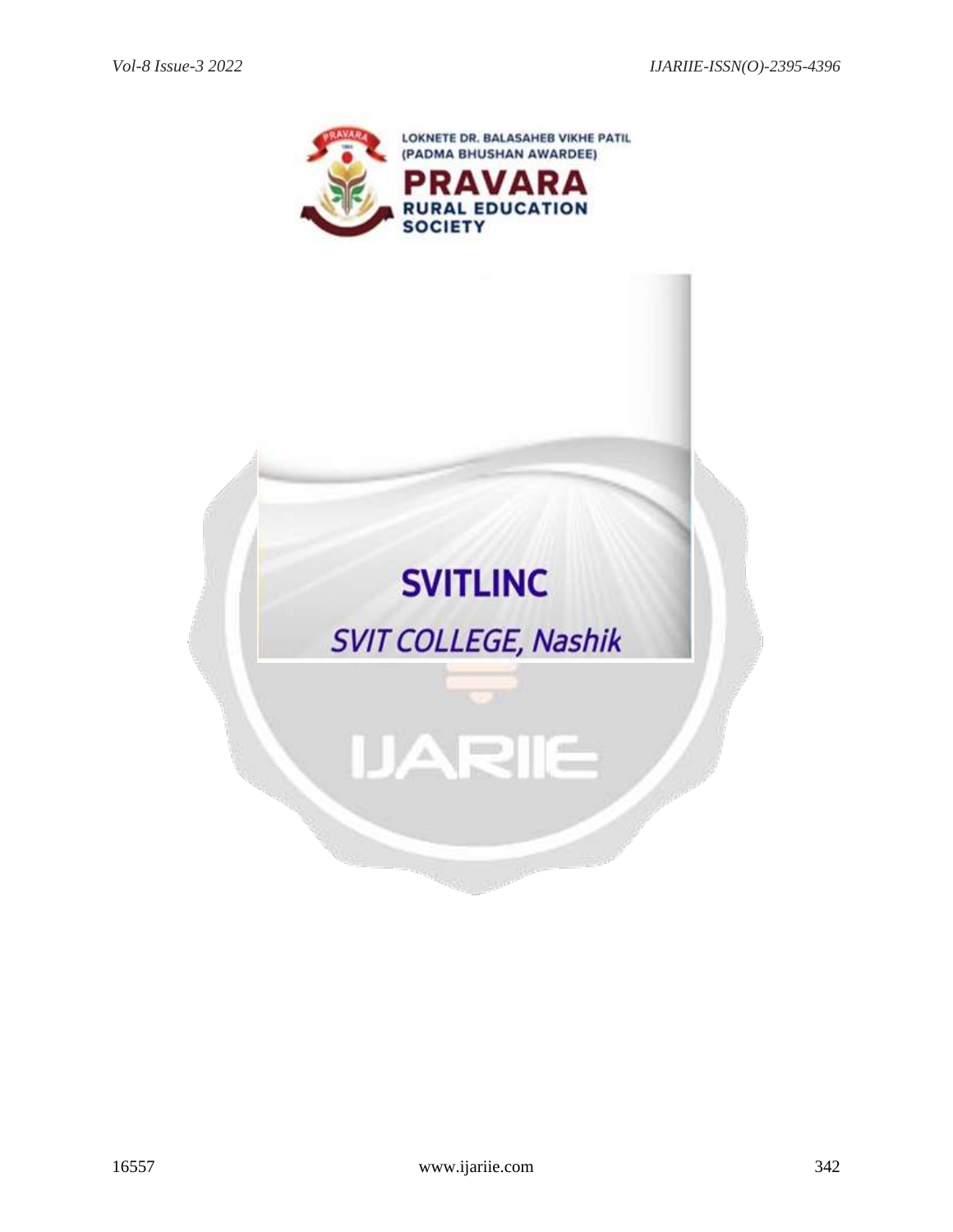LOKNETE DR. BALASAHEB VIKHE PATIL
(PADMA BHUSHAN AWARDEE)

PRAVARA
RURAL EDUCATION
SOCIETY

SVITLINC

SVIT COLLEGE, Nashik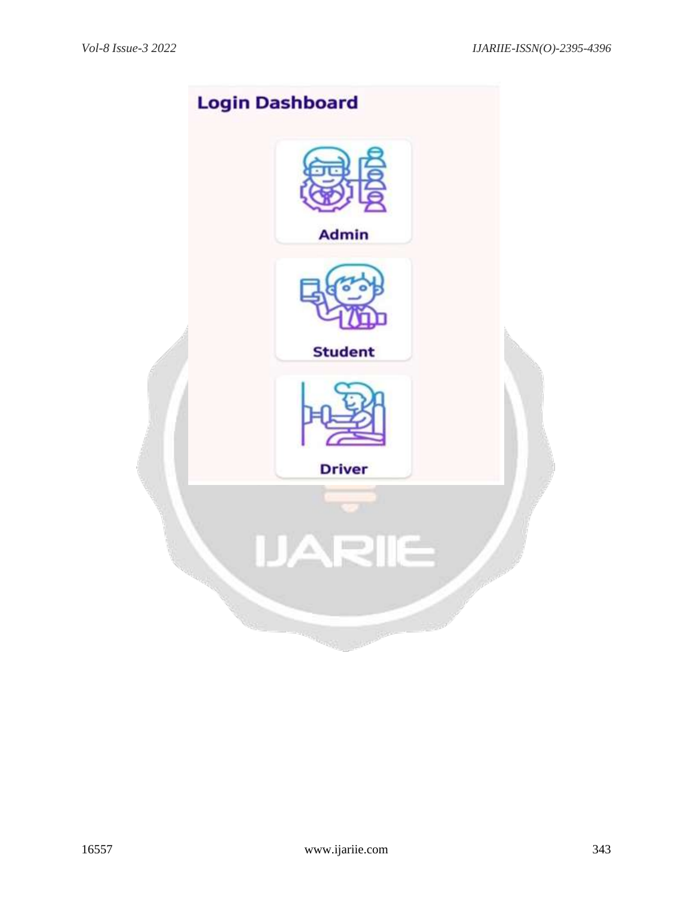Login Dashboard

Admin

Student

Driver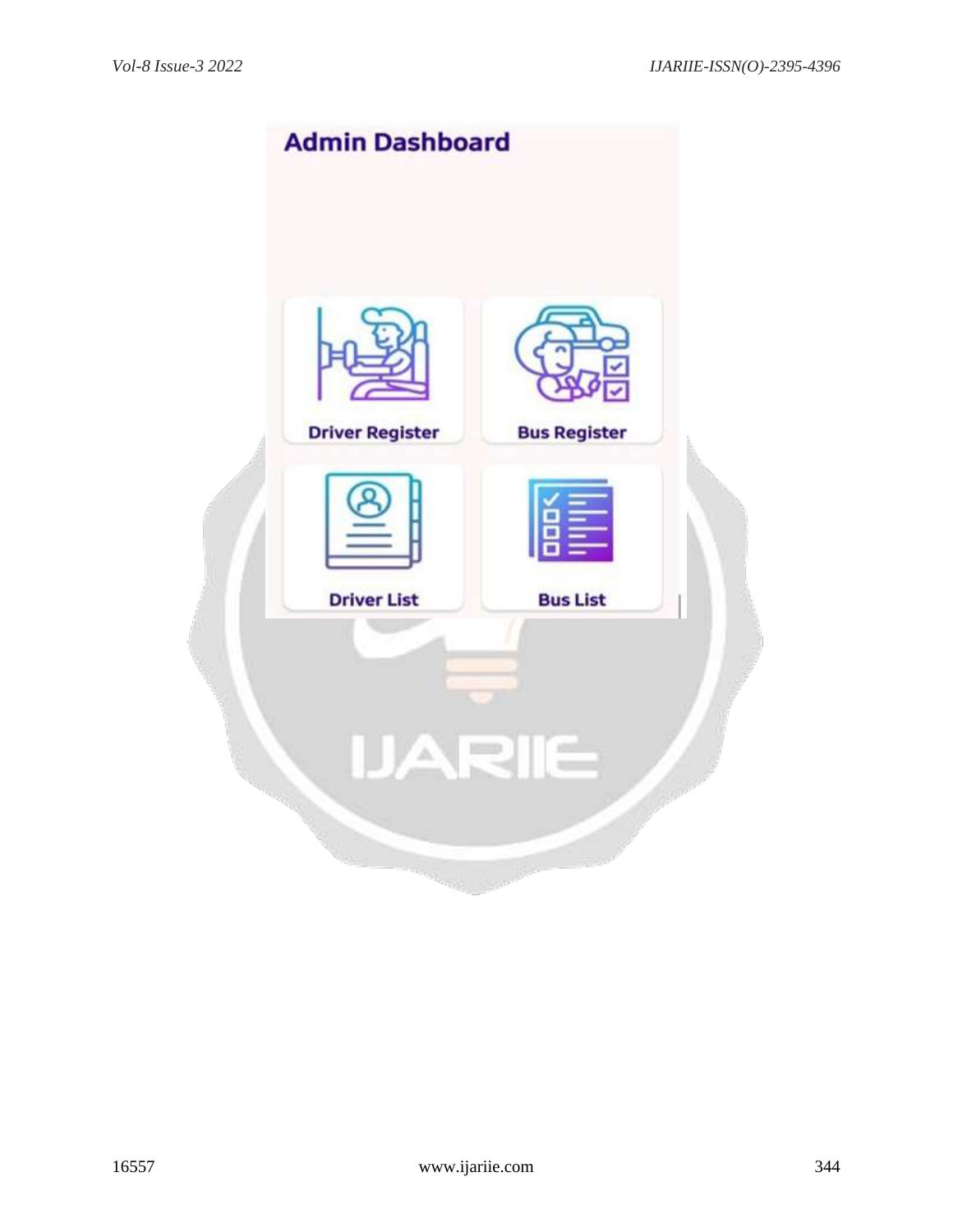Admin Dashboard

Driver Register

Bus Register

Driver List

Bus List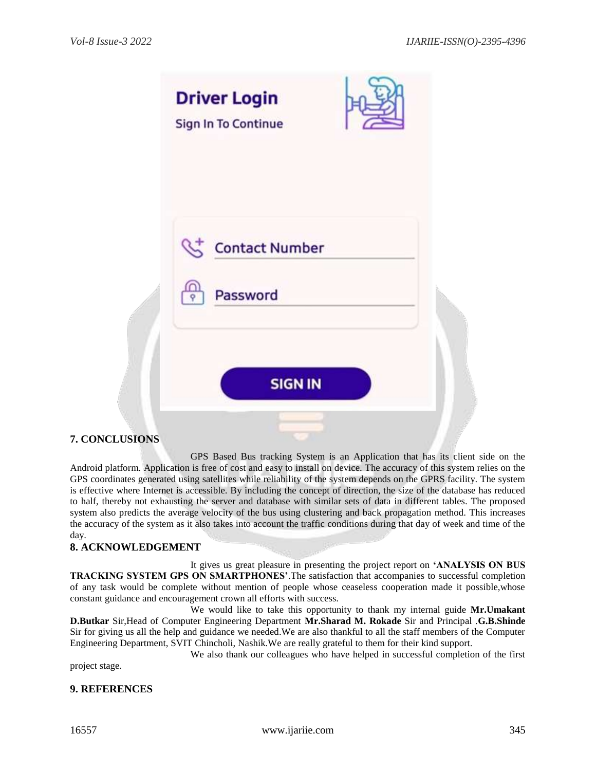## 7. CONCLUSIONS

GPS Based Bus tracking System is an Application that has its client side on the Android platform. Application is free of cost and easy to install on device. The accuracy of this system relies on the GPS coordinates generated using satellites while reliability of the system depends on the GPRS facility. The system is effective where Internet is accessible. By including the concept of direction, the size of the database has reduced to half, thereby not exhausting the server and database with similar sets of data in different tables. The proposed system also predicts the average velocity of the bus using clustering and back propagation method. This increases the accuracy of the system as it also takes into account the traffic conditions during that day of week and time of the day.

## 8. ACKNOWLEDGEMENT

It gives us great pleasure in presenting the project report on **'ANALYSIS ON BUS TRACKING SYSTEM GPS ON SMARTPHONES'**.The satisfaction that accompanies to successful completion of any task would be complete without mention of people whose ceaseless cooperation made it possible,whose constant guidance and encouragement crown all efforts with success.

We would like to take this opportunity to thank my internal guide **Mr.Umakant D.Butkar** Sir,Head of Computer Engineering Department **Mr.Sharad M. Rokade** Sir and Principal .**G.B.Shinde** Sir for giving us all the help and guidance we needed.We are also thankful to all the staff members of the Computer Engineering Department, SVIT Chincholi, Nashik.We are really grateful to them for their kind support.

We also thank our colleagues who have helped in successful completion of the first project stage.

## 9. REFERENCES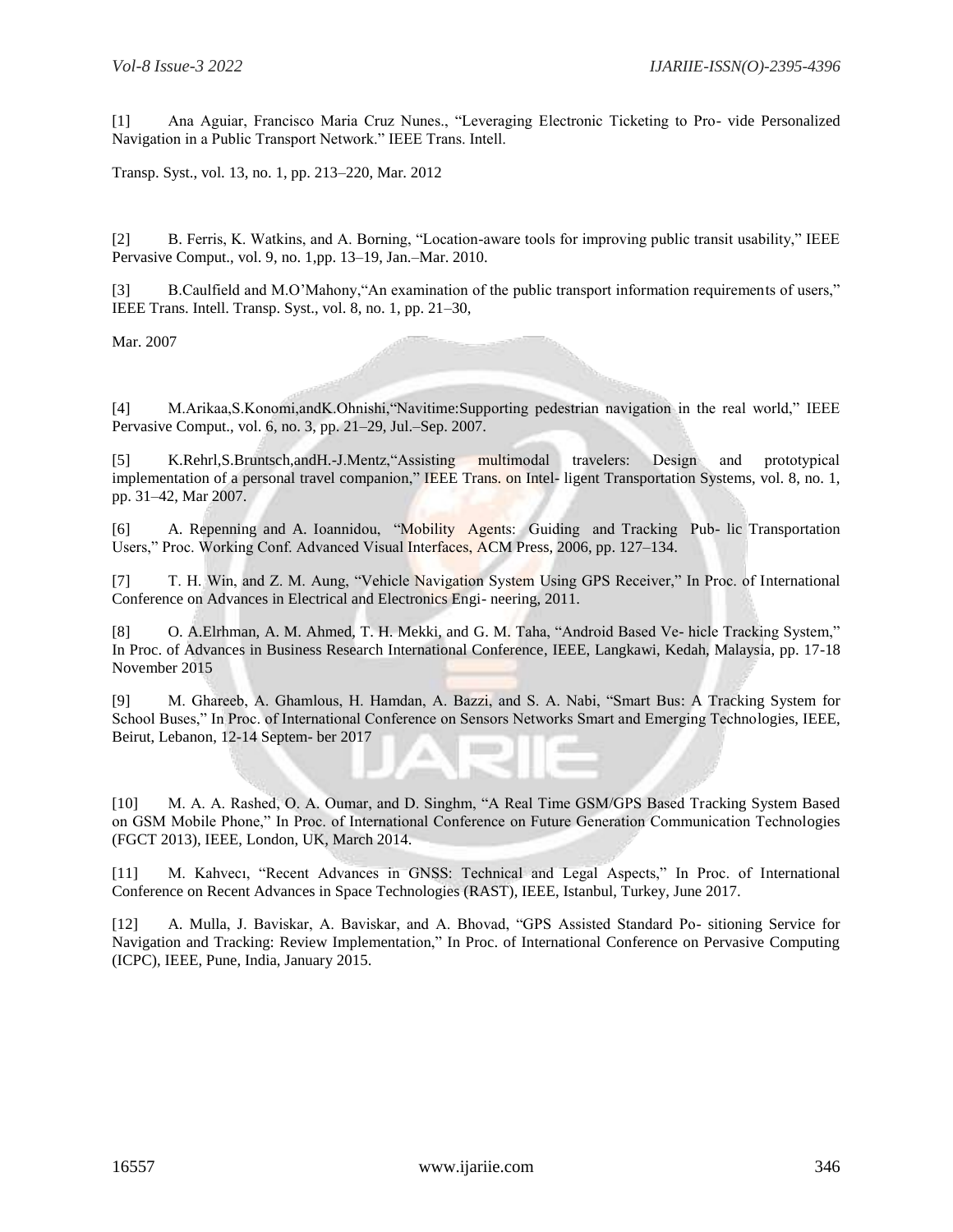[1] Ana Aguiar, Francisco Maria Cruz Nunes., "Leveraging Electronic Ticketing to Pro- vide Personalized Navigation in a Public Transport Network." IEEE Trans. Intell.

Transp. Syst., vol. 13, no. 1, pp. 213–220, Mar. 2012

[2] B. Ferris, K. Watkins, and A. Borning, "Location-aware tools for improving public transit usability," IEEE Pervasive Comput., vol. 9, no. 1,pp. 13–19, Jan.–Mar. 2010.

[3] B.Caulfield and M.O'Mahony,"An examination of the public transport information requirements of users," IEEE Trans. Intell. Transp. Syst., vol. 8, no. 1, pp. 21–30,

Mar. 2007

[4] M.Arikaa,S.Konomi,andK.Ohnishi,"Navitime:Supporting pedestrian navigation in the real world," IEEE Pervasive Comput., vol. 6, no. 3, pp. 21–29, Jul.–Sep. 2007.

[5] K.Rehrl,S.Bruntsch,andH.-J.Mentz,"Assisting multimodal travelers: Design and prototypical implementation of a personal travel companion," IEEE Trans. on Intel- ligent Transportation Systems, vol. 8, no. 1, pp. 31–42, Mar 2007.

[6] A. Repenning and A. Ioannidou, "Mobility Agents: Guiding and Tracking Pub- lic Transportation Users," Proc. Working Conf. Advanced Visual Interfaces, ACM Press, 2006, pp. 127–134.

[7] T. H. Win, and Z. M. Aung, "Vehicle Navigation System Using GPS Receiver," In Proc. of International Conference on Advances in Electrical and Electronics Engi- neering, 2011.

[8] O. A.Elrhman, A. M. Ahmed, T. H. Mekki, and G. M. Taha, "Android Based Ve- hicle Tracking System," In Proc. of Advances in Business Research International Conference, IEEE, Langkawi, Kedah, Malaysia, pp. 17-18 November 2015

[9] M. Ghareeb, A. Ghamlous, H. Hamdan, A. Bazzi, and S. A. Nabi, "Smart Bus: A Tracking System for School Buses," In Proc. of International Conference on Sensors Networks Smart and Emerging Technologies, IEEE, Beirut, Lebanon, 12-14 Septem- ber 2017

[10] M. A. A. Rashed, O. A. Oumar, and D. Singhm, "A Real Time GSM/GPS Based Tracking System Based on GSM Mobile Phone," In Proc. of International Conference on Future Generation Communication Technologies (FGCT 2013), IEEE, London, UK, March 2014.

[11] M. Kahvecı, "Recent Advances in GNSS: Technical and Legal Aspects," In Proc. of International Conference on Recent Advances in Space Technologies (RAST), IEEE, Istanbul, Turkey, June 2017.

[12] A. Mulla, J. Baviskar, A. Baviskar, and A. Bhovad, "GPS Assisted Standard Po- sitioning Service for Navigation and Tracking: Review Implementation," In Proc. of International Conference on Pervasive Computing (ICPC), IEEE, Pune, India, January 2015.